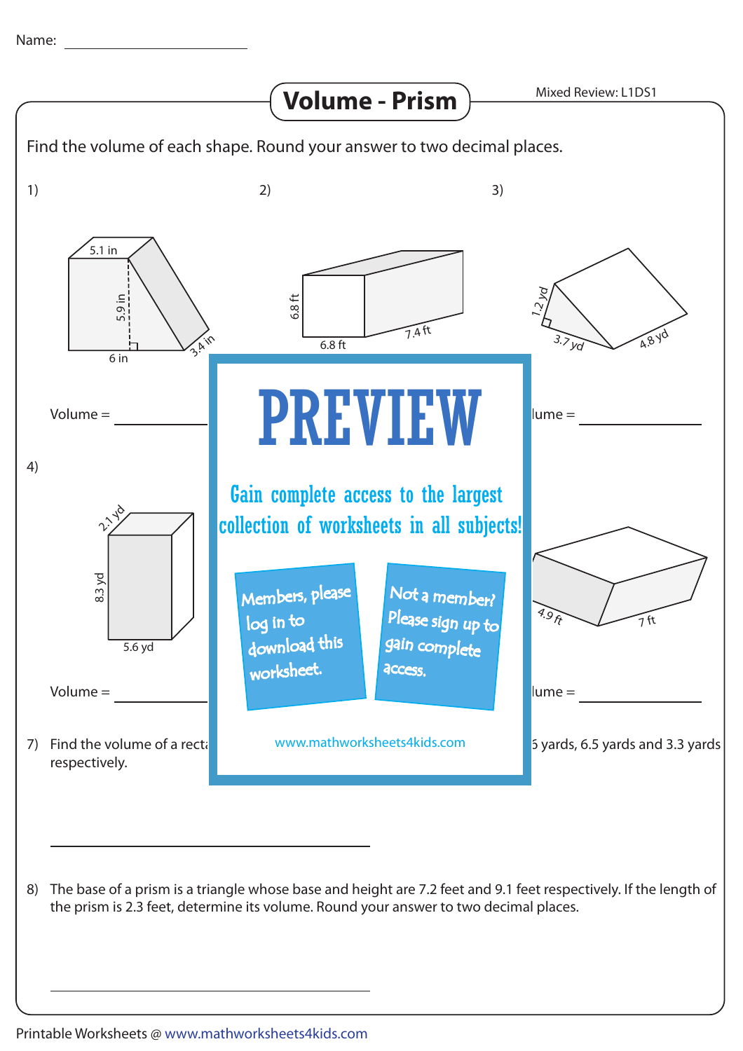Name: ____________________

# Volume - Prism

Mixed Review: L1DS1

Find the volume of each shape. Round your answer to two decimal places.

1)

5.1 in

5.9 in

6 in

3.4 in

Volume = ____________

2)

6.8 ft

6.8 ft

7.4 ft

3)

1.2 yd

3.7 yd

4.8 yd

lume = ____________

4)

2.1 yd

8.3 yd

5.6 yd

Volume = ____________

4.9 ft

7 ft

lume = ____________

# PREVIEW

Gain complete access to the largest collection of worksheets in all subjects!

Members, please log in to download this worksheet.

Not a member? Please sign up to gain complete access.

www.mathworksheets4kids.com

7) Find the volume of a recta... 5 yards, 6.5 yards and 3.3 yards respectively.

____________________

8) The base of a prism is a triangle whose base and height are 7.2 feet and 9.1 feet respectively. If the length of the prism is 2.3 feet, determine its volume. Round your answer to two decimal places.

____________________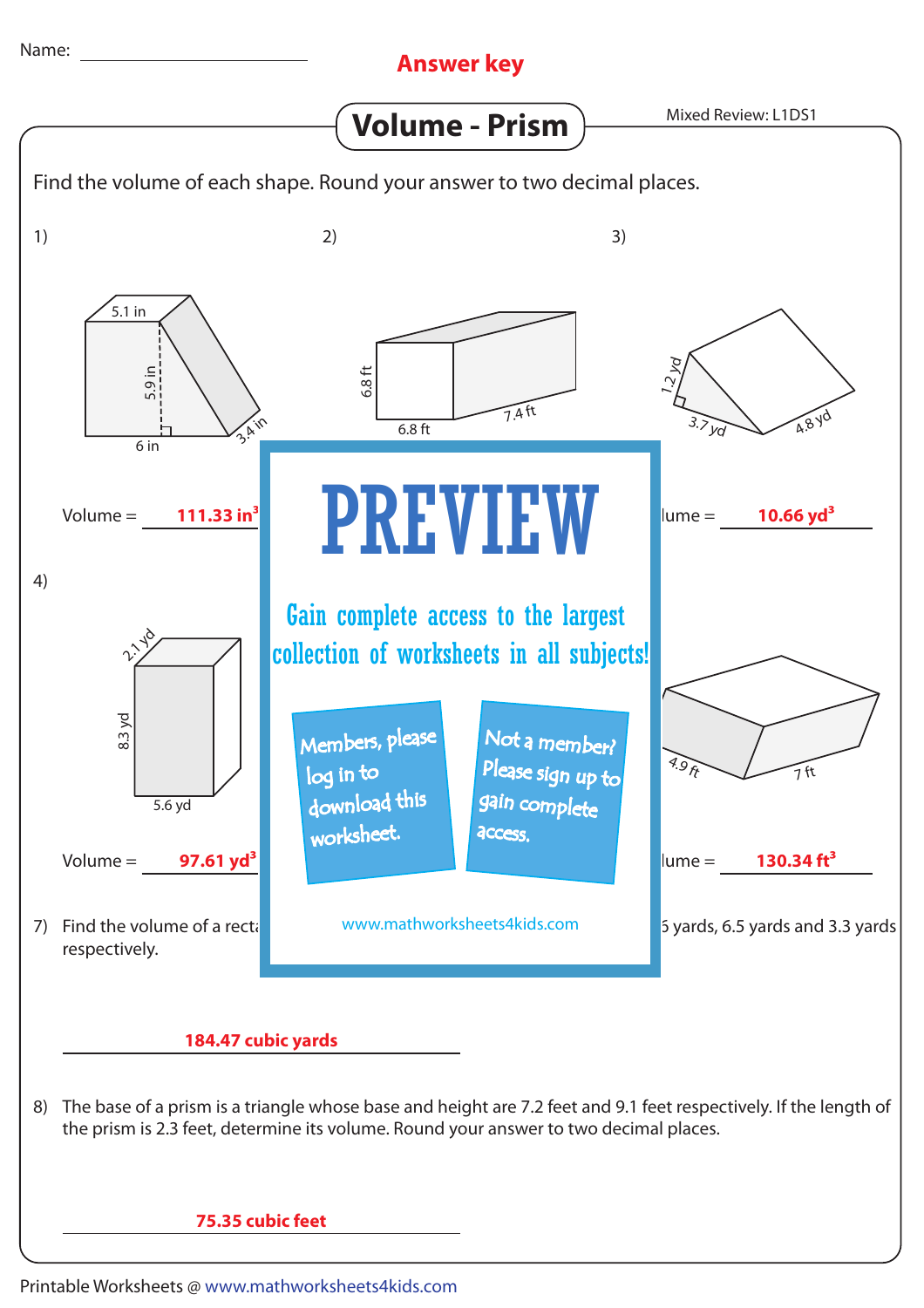Name: ____________________

**Answer key**

# Volume - Prism

Mixed Review: L1DS1

Find the volume of each shape. Round your answer to two decimal places.

1)

5.1 in

5.9 in

6 in

3.4 in

Volume = **111.33 in³**

2)

6.8 ft

6.8 ft

7.4 ft

3)

1.2 yd

3.7 yd

4.8 yd

Volume = **10.66 yd³**

4)

2.1 yd

8.3 yd

5.6 yd

Volume = **97.61 yd³**

4.9 ft

7 ft

Volume = **130.34 ft³**

PREVIEW

Gain complete access to the largest collection of worksheets in all subjects!

Members, please log in to download this worksheet.

Not a member? Please sign up to gain complete access.

www.mathworksheets4kids.com

7) Find the volume of a recta... 5 yards, 6.5 yards and 3.3 yards respectively.

**184.47 cubic yards**

8) The base of a prism is a triangle whose base and height are 7.2 feet and 9.1 feet respectively. If the length of the prism is 2.3 feet, determine its volume. Round your answer to two decimal places.

**75.35 cubic feet**